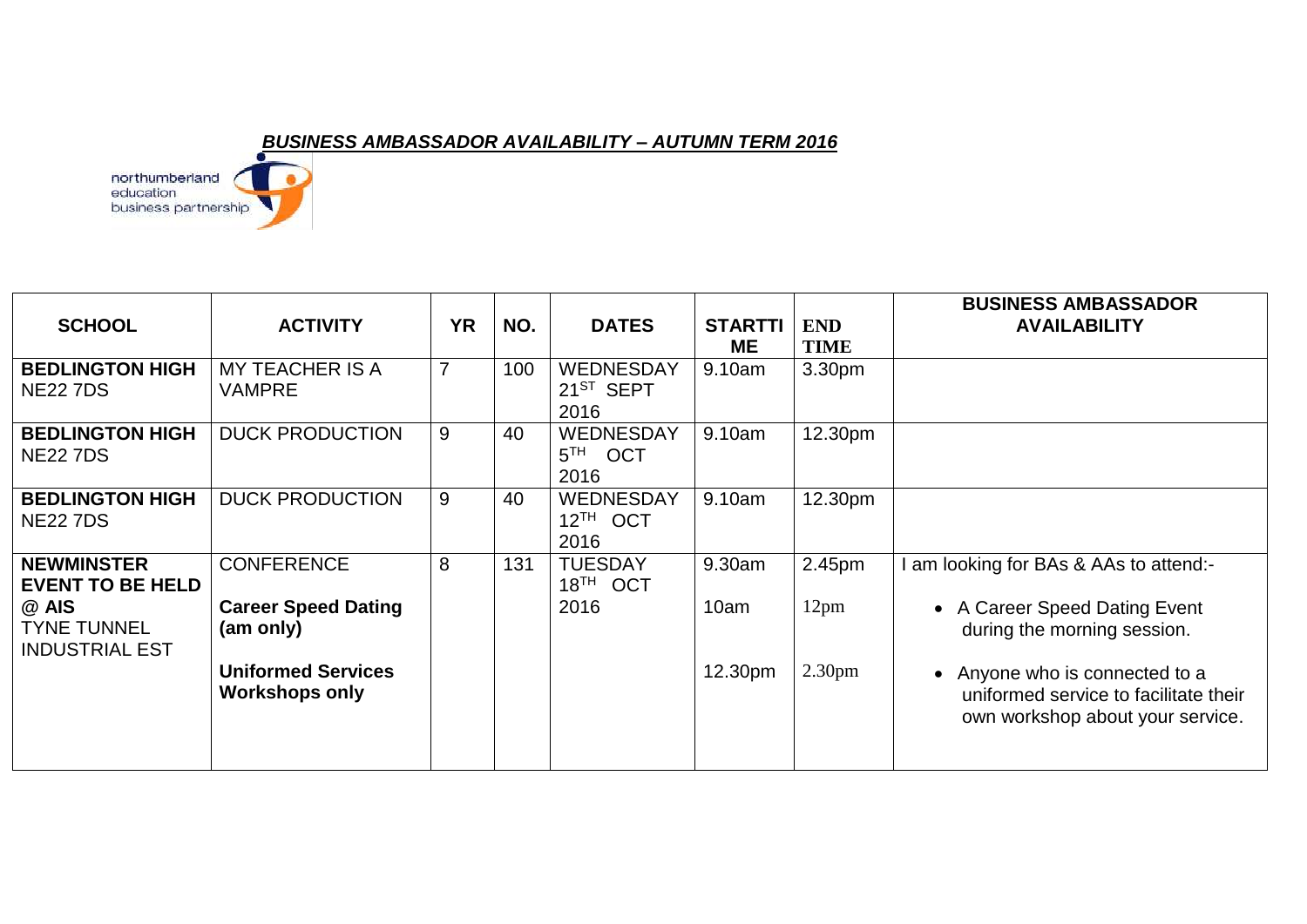***BUSINESS AMBASSADOR AVAILABILITY – AUTUMN TERM 2016***

northumberland education business partnership

| SCHOOL | ACTIVITY | YR | NO. | DATES | STARTTIME | END TIME | BUSINESS AMBASSADOR AVAILABILITY |
|---|---|---|---|---|---|---|---|
| **BEDLINGTON HIGH** NE22 7DS | MY TEACHER IS A VAMPRE | 7 | 100 | WEDNESDAY 21ST SEPT 2016 | 9.10am | 3.30pm | |
| **BEDLINGTON HIGH** NE22 7DS | DUCK PRODUCTION | 9 | 40 | WEDNESDAY 5TH OCT 2016 | 9.10am | 12.30pm | |
| **BEDLINGTON HIGH** NE22 7DS | DUCK PRODUCTION | 9 | 40 | WEDNESDAY 12TH OCT 2016 | 9.10am | 12.30pm | |
| **NEWMINSTER EVENT TO BE HELD @ AIS** TYNE TUNNEL INDUSTRIAL EST | CONFERENCE<br><br>**Career Speed Dating (am only)**<br><br>**Uniformed Services Workshops only** | 8 | 131 | TUESDAY 18TH OCT 2016 | 9.30am<br><br>10am<br><br>12.30pm | 2.45pm<br><br>12pm<br><br>2.30pm | I am looking for BAs & AAs to attend:-<br>• A Career Speed Dating Event during the morning session.<br>• Anyone who is connected to a uniformed service to facilitate their own workshop about your service. |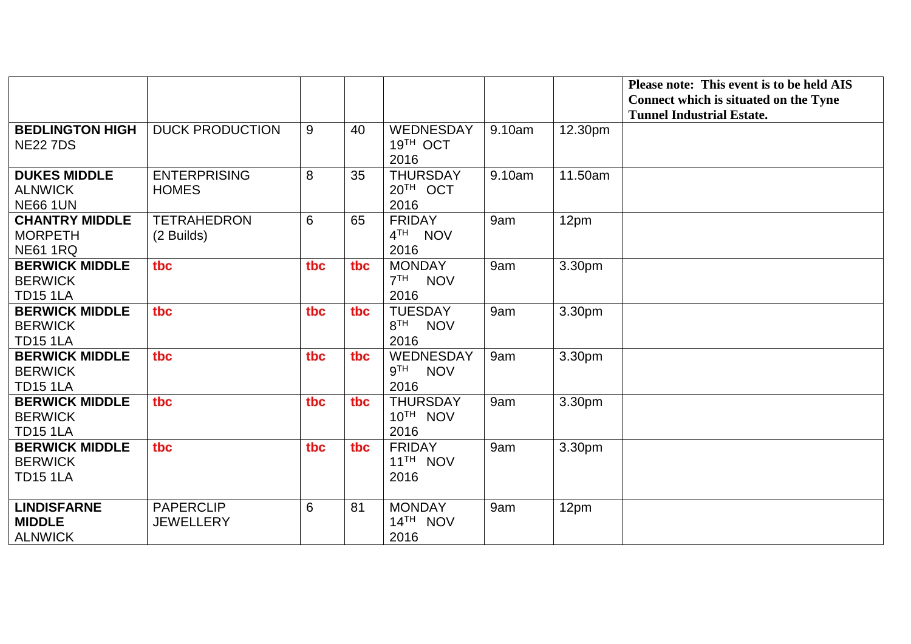| | | | | | | | |
|---|---|---|---|---|---|---|---|
| | | | | | | | **Please note: This event is to be held AIS Connect which is situated on the Tyne Tunnel Industrial Estate.** |
| **BEDLINGTON HIGH** NE22 7DS | DUCK PRODUCTION | 9 | 40 | WEDNESDAY 19TH OCT 2016 | 9.10am | 12.30pm | |
| **DUKES MIDDLE** ALNWICK NE66 1UN | ENTERPRISING HOMES | 8 | 35 | THURSDAY 20TH OCT 2016 | 9.10am | 11.50am | |
| **CHANTRY MIDDLE** MORPETH NE61 1RQ | TETRAHEDRON (2 Builds) | 6 | 65 | FRIDAY 4TH NOV 2016 | 9am | 12pm | |
| **BERWICK MIDDLE** BERWICK TD15 1LA | **tbc** | **tbc** | **tbc** | MONDAY 7TH NOV 2016 | 9am | 3.30pm | |
| **BERWICK MIDDLE** BERWICK TD15 1LA | **tbc** | **tbc** | **tbc** | TUESDAY 8TH NOV 2016 | 9am | 3.30pm | |
| **BERWICK MIDDLE** BERWICK TD15 1LA | **tbc** | **tbc** | **tbc** | WEDNESDAY 9TH NOV 2016 | 9am | 3.30pm | |
| **BERWICK MIDDLE** BERWICK TD15 1LA | **tbc** | **tbc** | **tbc** | THURSDAY 10TH NOV 2016 | 9am | 3.30pm | |
| **BERWICK MIDDLE** BERWICK TD15 1LA | **tbc** | **tbc** | **tbc** | FRIDAY 11TH NOV 2016 | 9am | 3.30pm | |
| **LINDISFARNE MIDDLE** ALNWICK | PAPERCLIP JEWELLERY | 6 | 81 | MONDAY 14TH NOV 2016 | 9am | 12pm | |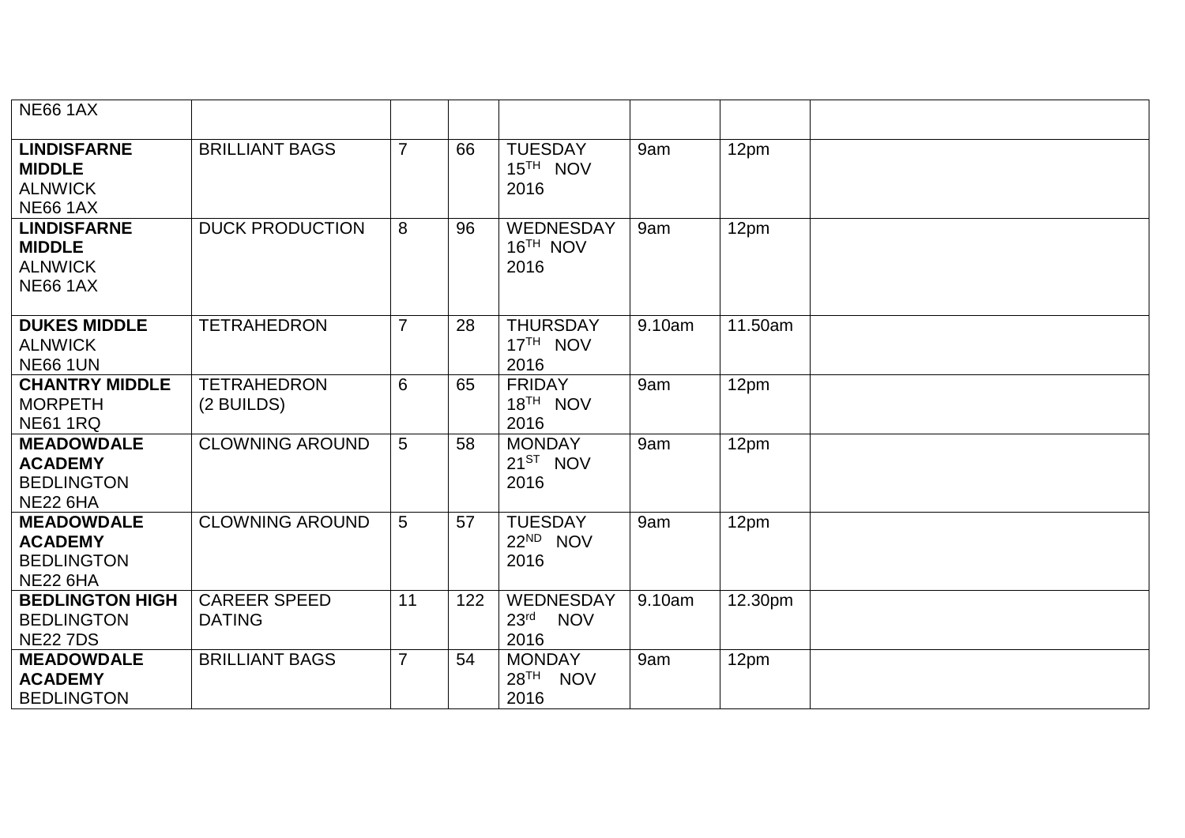| | | | | | | | |
|---|---|---|---|---|---|---|---|
| NE66 1AX | | | | | | | |
| **LINDISFARNE MIDDLE** ALNWICK NE66 1AX | BRILLIANT BAGS | 7 | 66 | TUESDAY 15TH NOV 2016 | 9am | 12pm | |
| **LINDISFARNE MIDDLE** ALNWICK NE66 1AX | DUCK PRODUCTION | 8 | 96 | WEDNESDAY 16TH NOV 2016 | 9am | 12pm | |
| **DUKES MIDDLE** ALNWICK NE66 1UN | TETRAHEDRON | 7 | 28 | THURSDAY 17TH NOV 2016 | 9.10am | 11.50am | |
| **CHANTRY MIDDLE** MORPETH NE61 1RQ | TETRAHEDRON (2 BUILDS) | 6 | 65 | FRIDAY 18TH NOV 2016 | 9am | 12pm | |
| **MEADOWDALE ACADEMY** BEDLINGTON NE22 6HA | CLOWNING AROUND | 5 | 58 | MONDAY 21ST NOV 2016 | 9am | 12pm | |
| **MEADOWDALE ACADEMY** BEDLINGTON NE22 6HA | CLOWNING AROUND | 5 | 57 | TUESDAY 22ND NOV 2016 | 9am | 12pm | |
| **BEDLINGTON HIGH** BEDLINGTON NE22 7DS | CAREER SPEED DATING | 11 | 122 | WEDNESDAY 23rd NOV 2016 | 9.10am | 12.30pm | |
| **MEADOWDALE ACADEMY** BEDLINGTON | BRILLIANT BAGS | 7 | 54 | MONDAY 28TH NOV 2016 | 9am | 12pm | |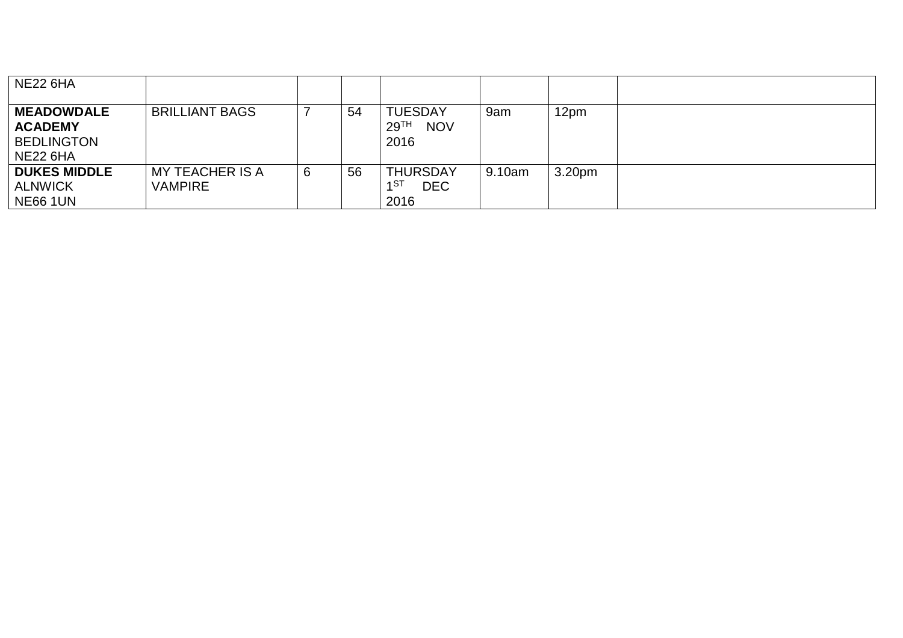| | | | | | | | |
|---|---|---|---|---|---|---|---|
| NE22 6HA | | | | | | | |
| **MEADOWDALE ACADEMY** BEDLINGTON NE22 6HA | BRILLIANT BAGS | 7 | 54 | TUESDAY 29TH NOV 2016 | 9am | 12pm | |
| **DUKES MIDDLE** ALNWICK NE66 1UN | MY TEACHER IS A VAMPIRE | 6 | 56 | THURSDAY 1ST DEC 2016 | 9.10am | 3.20pm | |